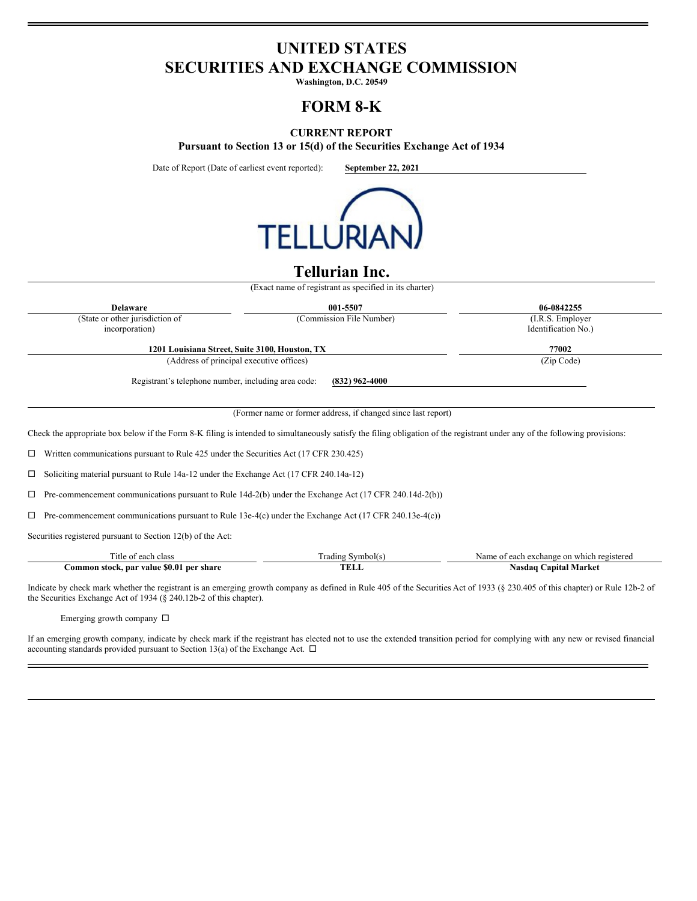# UNITED STATES
# SECURITIES AND EXCHANGE COMMISSION

**Washington, D.C. 20549**

# FORM 8-K

**CURRENT REPORT**

**Pursuant to Section 13 or 15(d) of the Securities Exchange Act of 1934**

Date of Report (Date of earliest event reported): **September 22, 2021**

TELLURIAN

# Tellurian Inc.

(Exact name of registrant as specified in its charter)

| **Delaware** | **001-5507** | **06-0842255** |
|---|---|---|
| (State or other jurisdiction of incorporation) | (Commission File Number) | (I.R.S. Employer Identification No.) |

| **1201 Louisiana Street, Suite 3100, Houston, TX** | **77002** |
|---|---|
| (Address of principal executive offices) | (Zip Code) |

Registrant's telephone number, including area code: **(832) 962-4000**

(Former name or former address, if changed since last report)

Check the appropriate box below if the Form 8-K filing is intended to simultaneously satisfy the filing obligation of the registrant under any of the following provisions:

☐ Written communications pursuant to Rule 425 under the Securities Act (17 CFR 230.425)

☐ Soliciting material pursuant to Rule 14a-12 under the Exchange Act (17 CFR 240.14a-12)

☐ Pre-commencement communications pursuant to Rule 14d-2(b) under the Exchange Act (17 CFR 240.14d-2(b))

☐ Pre-commencement communications pursuant to Rule 13e-4(c) under the Exchange Act (17 CFR 240.13e-4(c))

Securities registered pursuant to Section 12(b) of the Act:

| Title of each class | Trading Symbol(s) | Name of each exchange on which registered |
|---|---|---|
| **Common stock, par value $0.01 per share** | **TELL** | **Nasdaq Capital Market** |

Indicate by check mark whether the registrant is an emerging growth company as defined in Rule 405 of the Securities Act of 1933 (§ 230.405 of this chapter) or Rule 12b-2 of the Securities Exchange Act of 1934 (§ 240.12b-2 of this chapter).

Emerging growth company ☐

If an emerging growth company, indicate by check mark if the registrant has elected not to use the extended transition period for complying with any new or revised financial accounting standards provided pursuant to Section 13(a) of the Exchange Act. ☐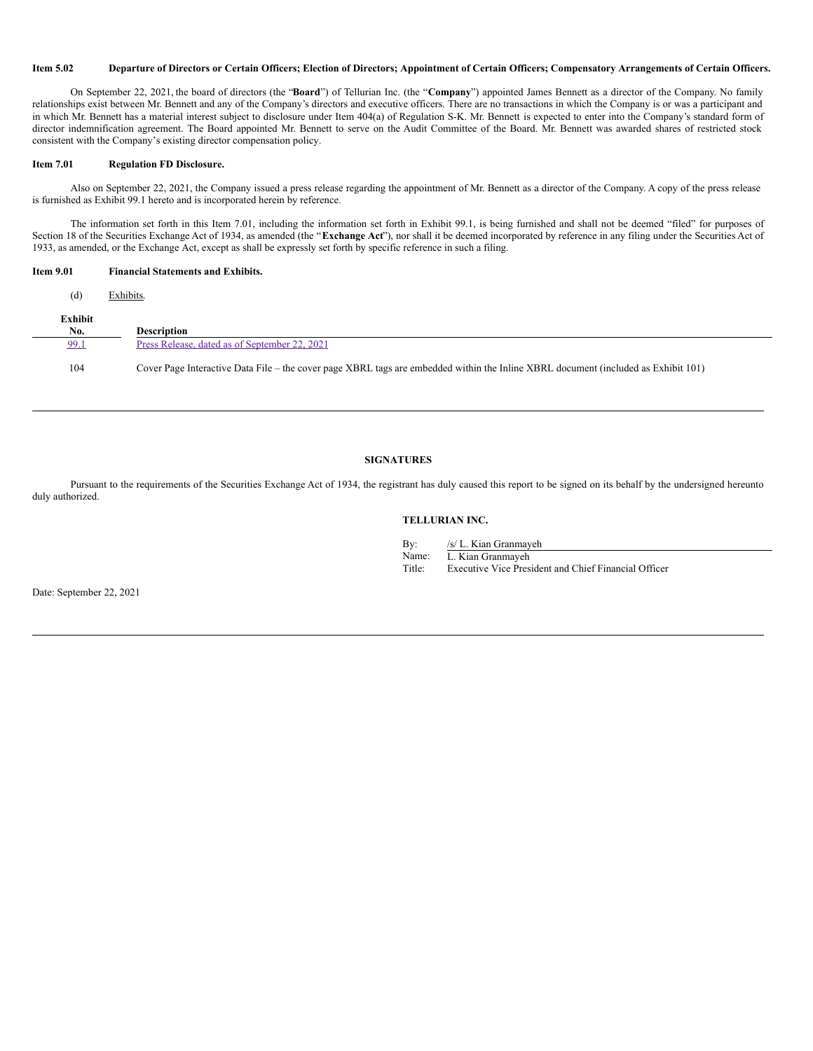**Item 5.02 Departure of Directors or Certain Officers; Election of Directors; Appointment of Certain Officers; Compensatory Arrangements of Certain Officers.**

On September 22, 2021, the board of directors (the "**Board**") of Tellurian Inc. (the "**Company**") appointed James Bennett as a director of the Company. No family relationships exist between Mr. Bennett and any of the Company's directors and executive officers. There are no transactions in which the Company is or was a participant and in which Mr. Bennett has a material interest subject to disclosure under Item 404(a) of Regulation S-K. Mr. Bennett is expected to enter into the Company's standard form of director indemnification agreement. The Board appointed Mr. Bennett to serve on the Audit Committee of the Board. Mr. Bennett was awarded shares of restricted stock consistent with the Company's existing director compensation policy.

**Item 7.01 Regulation FD Disclosure.**

Also on September 22, 2021, the Company issued a press release regarding the appointment of Mr. Bennett as a director of the Company. A copy of the press release is furnished as Exhibit 99.1 hereto and is incorporated herein by reference.

The information set forth in this Item 7.01, including the information set forth in Exhibit 99.1, is being furnished and shall not be deemed "filed" for purposes of Section 18 of the Securities Exchange Act of 1934, as amended (the "**Exchange Act**"), nor shall it be deemed incorporated by reference in any filing under the Securities Act of 1933, as amended, or the Exchange Act, except as shall be expressly set forth by specific reference in such a filing.

**Item 9.01 Financial Statements and Exhibits.**

(d) Exhibits.

| Exhibit No. | Description |
|---|---|
| 99.1 | Press Release, dated as of September 22, 2021 |
| 104 | Cover Page Interactive Data File – the cover page XBRL tags are embedded within the Inline XBRL document (included as Exhibit 101) |

**SIGNATURES**

Pursuant to the requirements of the Securities Exchange Act of 1934, the registrant has duly caused this report to be signed on its behalf by the undersigned hereunto duly authorized.

**TELLURIAN INC.**

By: /s/ L. Kian Granmayeh
Name: L. Kian Granmayeh
Title: Executive Vice President and Chief Financial Officer

Date: September 22, 2021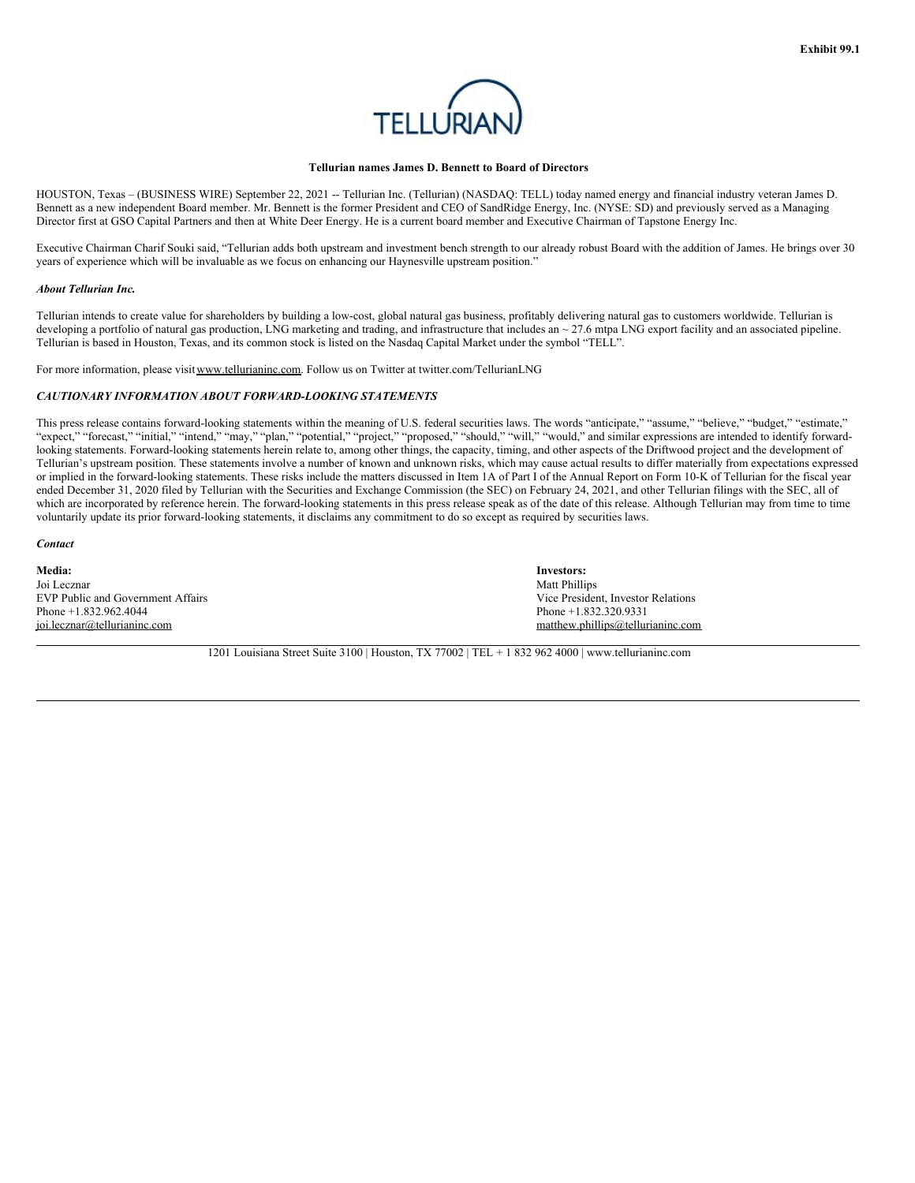Exhibit 99.1

TELLURIAN

**Tellurian names James D. Bennett to Board of Directors**

HOUSTON, Texas – (BUSINESS WIRE) September 22, 2021 -- Tellurian Inc. (Tellurian) (NASDAQ: TELL) today named energy and financial industry veteran James D. Bennett as a new independent Board member. Mr. Bennett is the former President and CEO of SandRidge Energy, Inc. (NYSE: SD) and previously served as a Managing Director first at GSO Capital Partners and then at White Deer Energy. He is a current board member and Executive Chairman of Tapstone Energy Inc.

Executive Chairman Charif Souki said, "Tellurian adds both upstream and investment bench strength to our already robust Board with the addition of James. He brings over 30 years of experience which will be invaluable as we focus on enhancing our Haynesville upstream position."

***About Tellurian Inc.***

Tellurian intends to create value for shareholders by building a low-cost, global natural gas business, profitably delivering natural gas to customers worldwide. Tellurian is developing a portfolio of natural gas production, LNG marketing and trading, and infrastructure that includes an ~ 27.6 mtpa LNG export facility and an associated pipeline. Tellurian is based in Houston, Texas, and its common stock is listed on the Nasdaq Capital Market under the symbol "TELL".

For more information, please visit www.tellurianinc.com. Follow us on Twitter at twitter.com/TellurianLNG

***CAUTIONARY INFORMATION ABOUT FORWARD-LOOKING STATEMENTS***

This press release contains forward-looking statements within the meaning of U.S. federal securities laws. The words "anticipate," "assume," "believe," "budget," "estimate," "expect," "forecast," "initial," "intend," "may," "plan," "potential," "project," "proposed," "should," "will," "would," and similar expressions are intended to identify forward-looking statements. Forward-looking statements herein relate to, among other things, the capacity, timing, and other aspects of the Driftwood project and the development of Tellurian's upstream position. These statements involve a number of known and unknown risks, which may cause actual results to differ materially from expectations expressed or implied in the forward-looking statements. These risks include the matters discussed in Item 1A of Part I of the Annual Report on Form 10-K of Tellurian for the fiscal year ended December 31, 2020 filed by Tellurian with the Securities and Exchange Commission (the SEC) on February 24, 2021, and other Tellurian filings with the SEC, all of which are incorporated by reference herein. The forward-looking statements in this press release speak as of the date of this release. Although Tellurian may from time to time voluntarily update its prior forward-looking statements, it disclaims any commitment to do so except as required by securities laws.

***Contact***

**Media:**
Joi Lecznar
EVP Public and Government Affairs
Phone +1.832.962.4044
joi.lecznar@tellurianinc.com

**Investors:**
Matt Phillips
Vice President, Investor Relations
Phone +1.832.320.9331
matthew.phillips@tellurianinc.com

1201 Louisiana Street Suite 3100 | Houston, TX 77002 | TEL + 1 832 962 4000 | www.tellurianinc.com